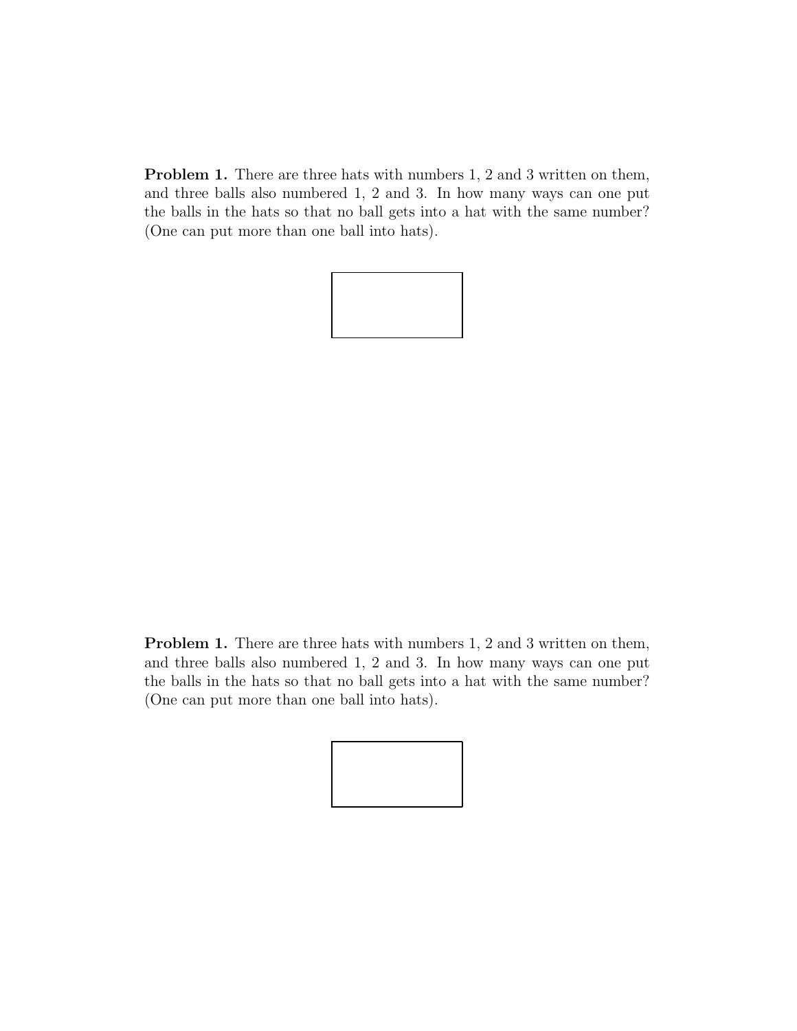**Problem 1.** There are three hats with numbers 1, 2 and 3 written on them, and three balls also numbered 1, 2 and 3. In how many ways can one put the balls in the hats so that no ball gets into a hat with the same number? (One can put more than one ball into hats).

**Problem 1.** There are three hats with numbers 1, 2 and 3 written on them, and three balls also numbered 1, 2 and 3. In how many ways can one put the balls in the hats so that no ball gets into a hat with the same number? (One can put more than one ball into hats).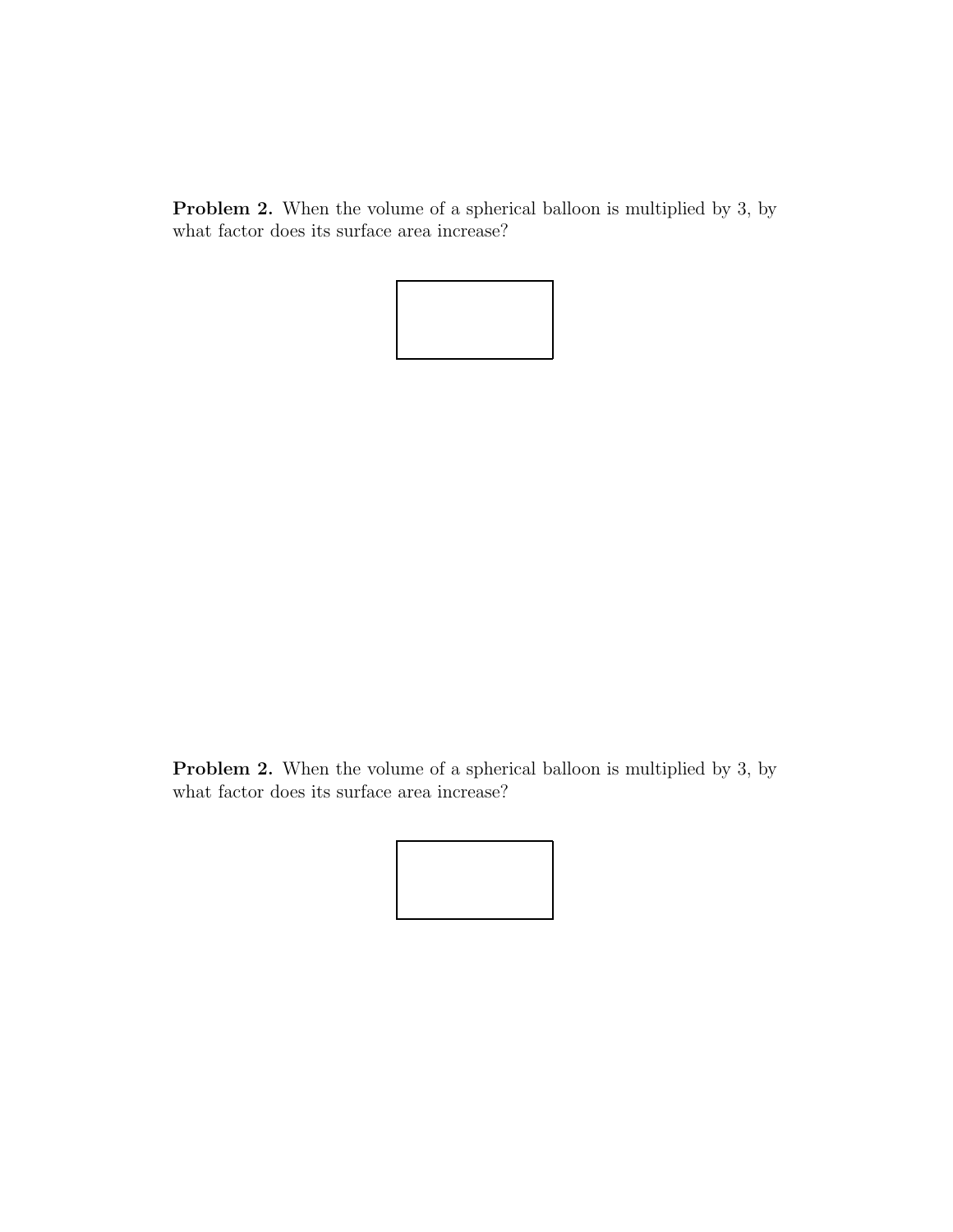**Problem 2.** When the volume of a spherical balloon is multiplied by 3, by what factor does its surface area increase?

**Problem 2.** When the volume of a spherical balloon is multiplied by 3, by what factor does its surface area increase?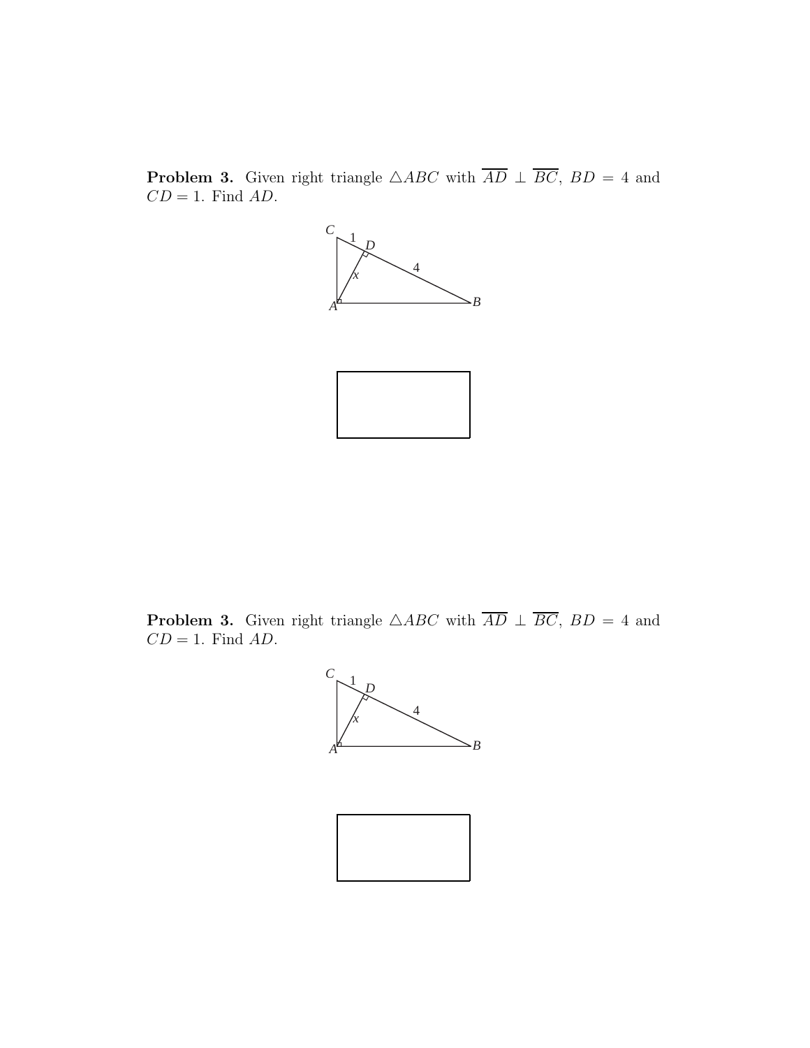**Problem 3.** Given right triangle $\triangle ABC$ with $\overline{AD} \perp \overline{BC}$, $BD = 4$ and $CD = 1$. Find $AD$.

**Problem 3.** Given right triangle $\triangle ABC$ with $\overline{AD} \perp \overline{BC}$, $BD = 4$ and $CD = 1$. Find $AD$.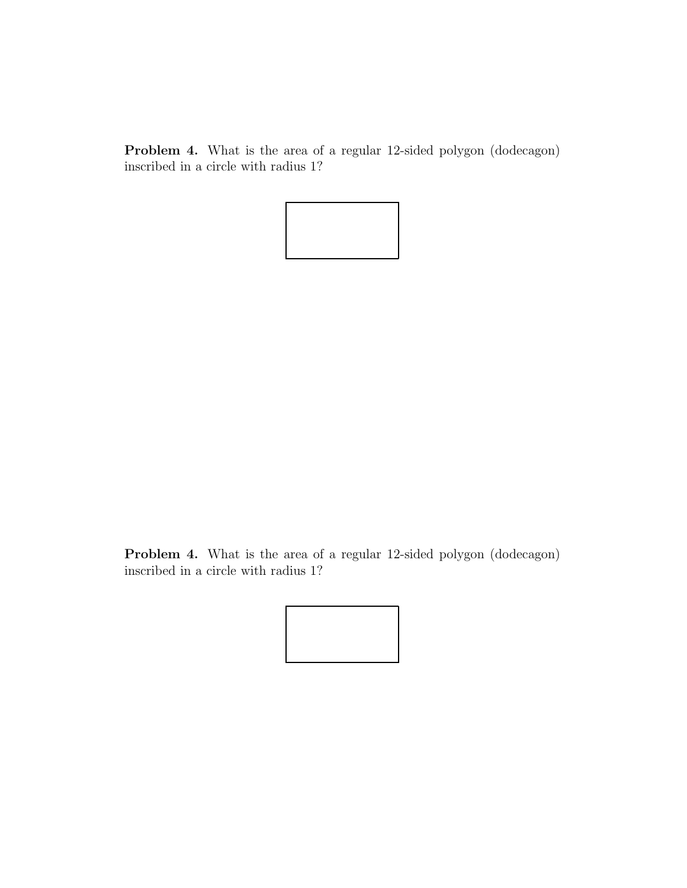**Problem 4.** What is the area of a regular 12-sided polygon (dodecagon) inscribed in a circle with radius 1?

**Problem 4.** What is the area of a regular 12-sided polygon (dodecagon) inscribed in a circle with radius 1?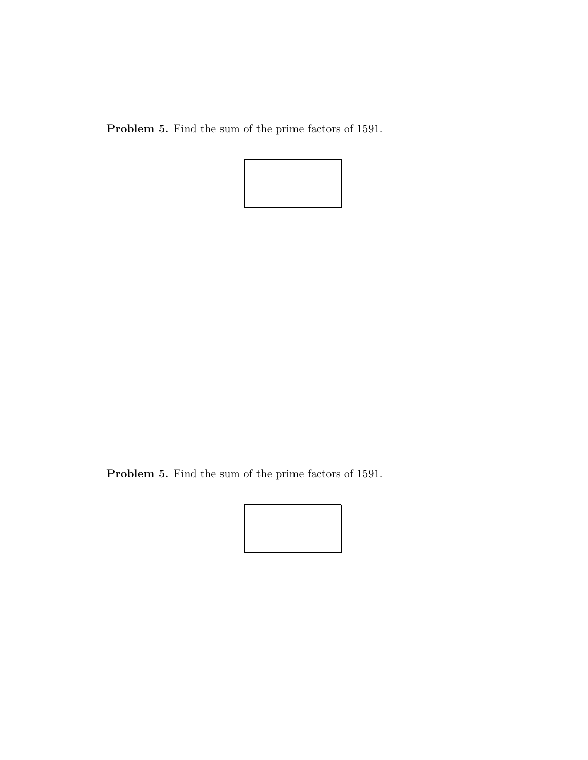**Problem 5.** Find the sum of the prime factors of 1591.

**Problem 5.** Find the sum of the prime factors of 1591.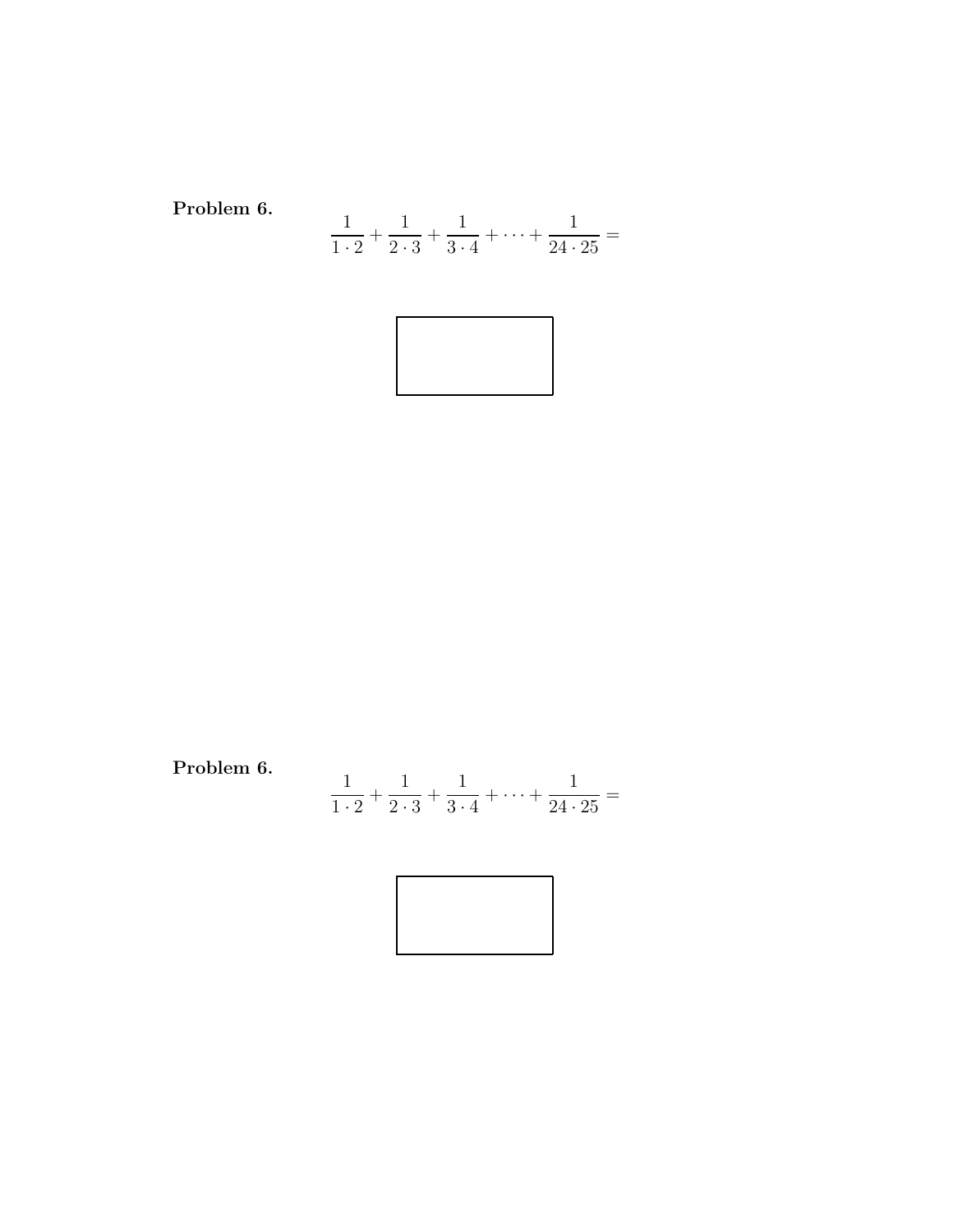**Problem 6.**

$$\frac{1}{1\cdot 2}+\frac{1}{2\cdot 3}+\frac{1}{3\cdot 4}+\cdots+\frac{1}{24\cdot 25}=$$

**Problem 6.**

$$\frac{1}{1\cdot 2}+\frac{1}{2\cdot 3}+\frac{1}{3\cdot 4}+\cdots+\frac{1}{24\cdot 25}=$$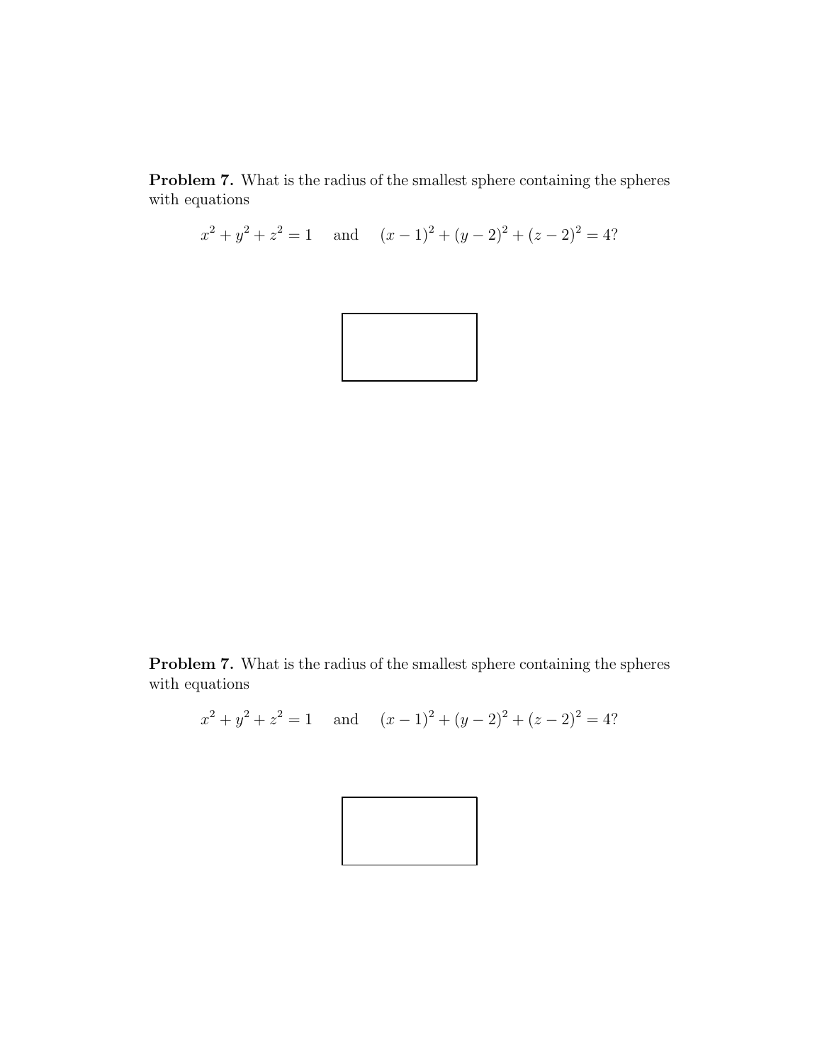**Problem 7.** What is the radius of the smallest sphere containing the spheres with equations

$$x^2 + y^2 + z^2 = 1 \quad \text{and} \quad (x-1)^2 + (y-2)^2 + (z-2)^2 = 4?$$

**Problem 7.** What is the radius of the smallest sphere containing the spheres with equations

$$x^2 + y^2 + z^2 = 1 \quad \text{and} \quad (x-1)^2 + (y-2)^2 + (z-2)^2 = 4?$$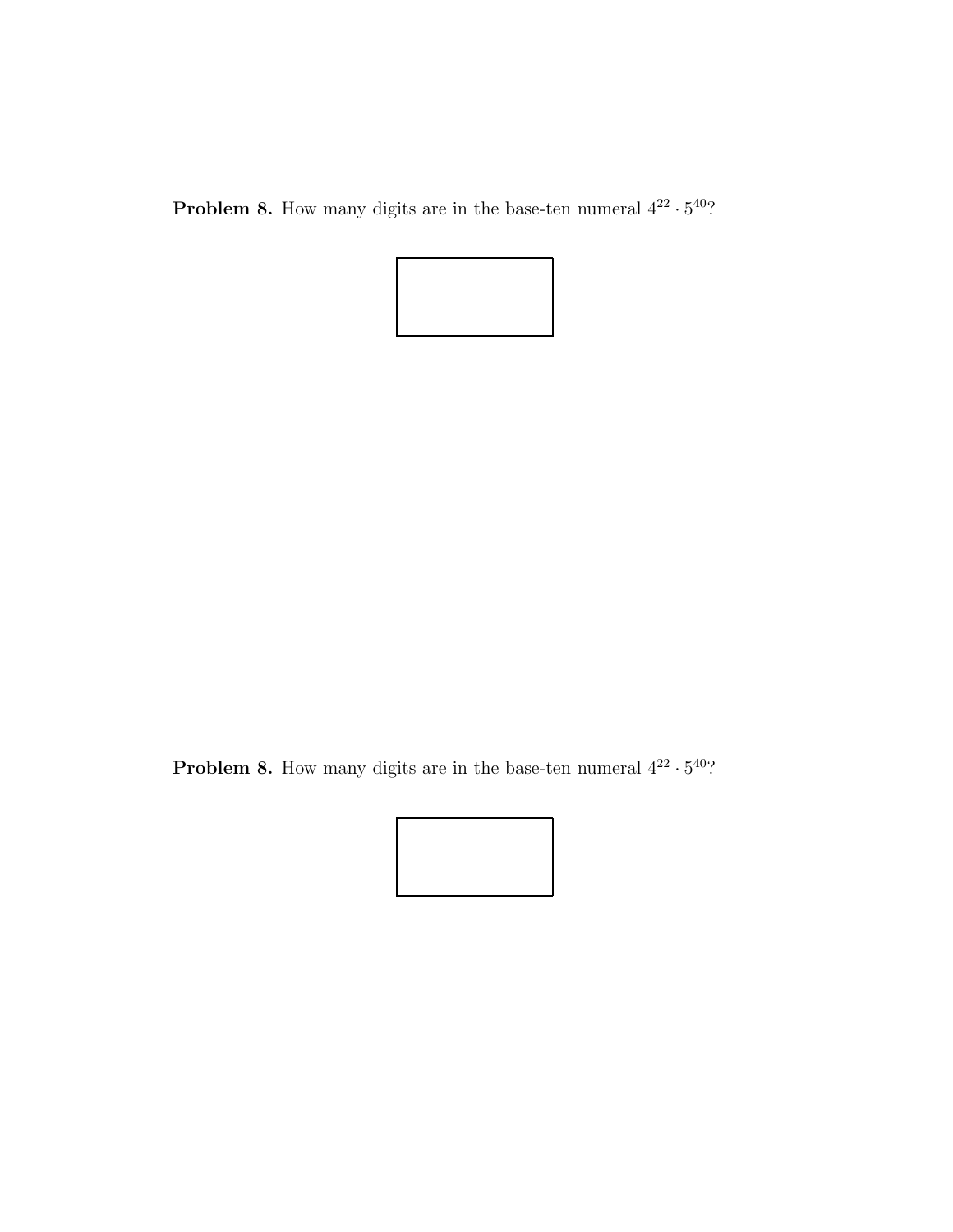**Problem 8.** How many digits are in the base-ten numeral $4^{22} \cdot 5^{40}$?

**Problem 8.** How many digits are in the base-ten numeral $4^{22} \cdot 5^{40}$?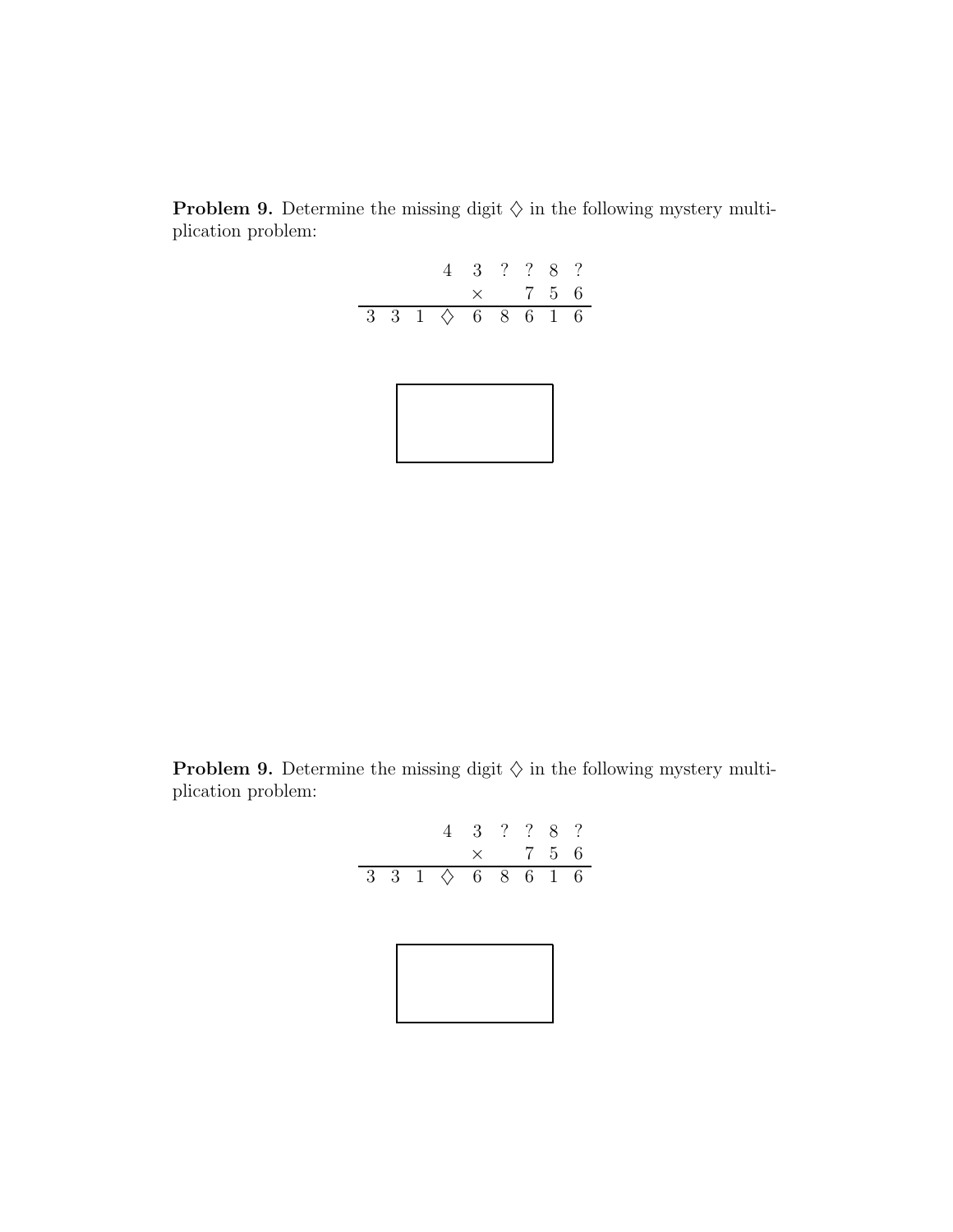**Problem 9.** Determine the missing digit $\diamondsuit$ in the following mystery multiplication problem:

$$
\begin{array}{ccccccccc}
 & & & 4 & 3 & ? & ? & 8 & ? \\
 & & & & \times & & 7 & 5 & 6 \\
\hline
3 & 3 & 1 & \diamondsuit & 6 & 8 & 6 & 1 & 6
\end{array}
$$

**Problem 9.** Determine the missing digit $\diamondsuit$ in the following mystery multiplication problem:

$$
\begin{array}{ccccccccc}
 & & & 4 & 3 & ? & ? & 8 & ? \\
 & & & & \times & & 7 & 5 & 6 \\
\hline
3 & 3 & 1 & \diamondsuit & 6 & 8 & 6 & 1 & 6
\end{array}
$$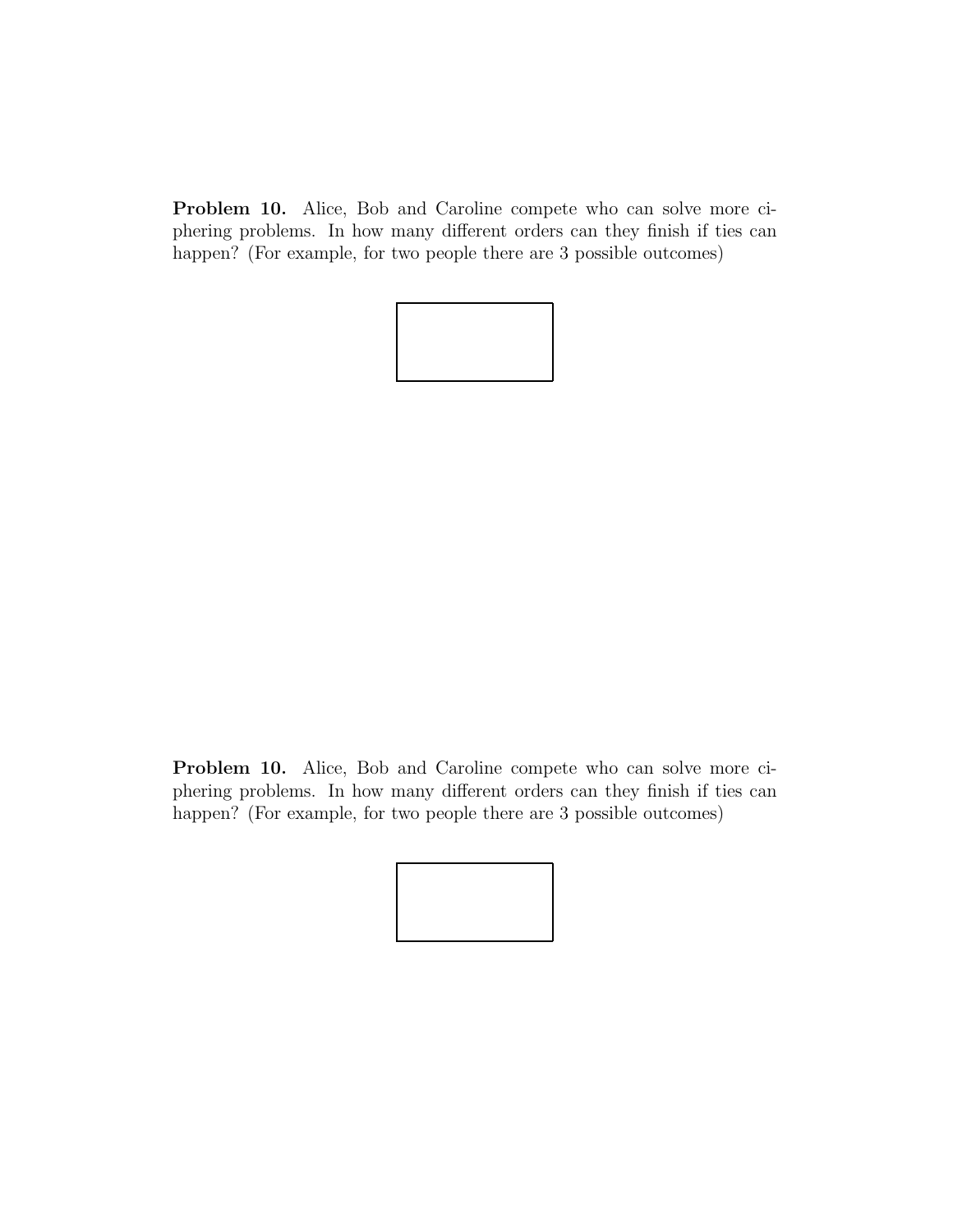**Problem 10.** Alice, Bob and Caroline compete who can solve more ciphering problems. In how many different orders can they finish if ties can happen? (For example, for two people there are 3 possible outcomes)

**Problem 10.** Alice, Bob and Caroline compete who can solve more ciphering problems. In how many different orders can they finish if ties can happen? (For example, for two people there are 3 possible outcomes)